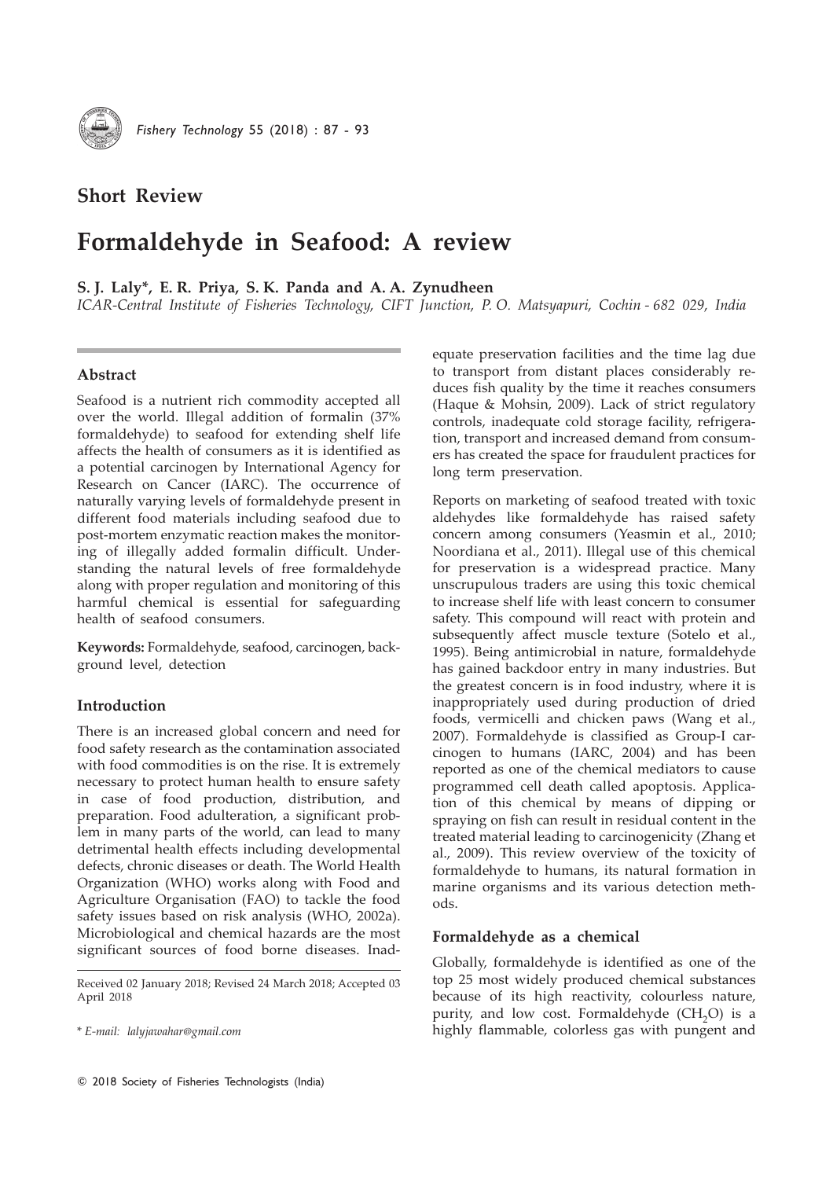**Short Review**

# Formaldehyde in Seafood: A review

**S. J. Laly*, E. R. Priya, S. K. Panda and A. A. Zynudheen**

*ICAR-Central Institute of Fisheries Technology, CIFT Junction, P. O. Matsyapuri, Cochin - 682 029, India*

## Abstract

Seafood is a nutrient rich commodity accepted all over the world. Illegal addition of formalin (37% formaldehyde) to seafood for extending shelf life affects the health of consumers as it is identified as a potential carcinogen by International Agency for Research on Cancer (IARC). The occurrence of naturally varying levels of formaldehyde present in different food materials including seafood due to post-mortem enzymatic reaction makes the monitoring of illegally added formalin difficult. Understanding the natural levels of free formaldehyde along with proper regulation and monitoring of this harmful chemical is essential for safeguarding health of seafood consumers.

**Keywords:** Formaldehyde, seafood, carcinogen, background level, detection

## Introduction

There is an increased global concern and need for food safety research as the contamination associated with food commodities is on the rise. It is extremely necessary to protect human health to ensure safety in case of food production, distribution, and preparation. Food adulteration, a significant problem in many parts of the world, can lead to many detrimental health effects including developmental defects, chronic diseases or death. The World Health Organization (WHO) works along with Food and Agriculture Organisation (FAO) to tackle the food safety issues based on risk analysis (WHO, 2002a). Microbiological and chemical hazards are the most significant sources of food borne diseases. Inadequate preservation facilities and the time lag due to transport from distant places considerably reduces fish quality by the time it reaches consumers (Haque & Mohsin, 2009). Lack of strict regulatory controls, inadequate cold storage facility, refrigeration, transport and increased demand from consumers has created the space for fraudulent practices for long term preservation.

Reports on marketing of seafood treated with toxic aldehydes like formaldehyde has raised safety concern among consumers (Yeasmin et al., 2010; Noordiana et al., 2011). Illegal use of this chemical for preservation is a widespread practice. Many unscrupulous traders are using this toxic chemical to increase shelf life with least concern to consumer safety. This compound will react with protein and subsequently affect muscle texture (Sotelo et al., 1995). Being antimicrobial in nature, formaldehyde has gained backdoor entry in many industries. But the greatest concern is in food industry, where it is inappropriately used during production of dried foods, vermicelli and chicken paws (Wang et al., 2007). Formaldehyde is classified as Group-I carcinogen to humans (IARC, 2004) and has been reported as one of the chemical mediators to cause programmed cell death called apoptosis. Application of this chemical by means of dipping or spraying on fish can result in residual content in the treated material leading to carcinogenicity (Zhang et al., 2009). This review overview of the toxicity of formaldehyde to humans, its natural formation in marine organisms and its various detection methods.

## Formaldehyde as a chemical

Globally, formaldehyde is identified as one of the top 25 most widely produced chemical substances because of its high reactivity, colourless nature, purity, and low cost. Formaldehyde ($CH_2O$) is a highly flammable, colorless gas with pungent and

Received 02 January 2018; Revised 24 March 2018; Accepted 03 April 2018

\* *E-mail: lalyjawahar@gmail.com*

© 2018 Society of Fisheries Technologists (India)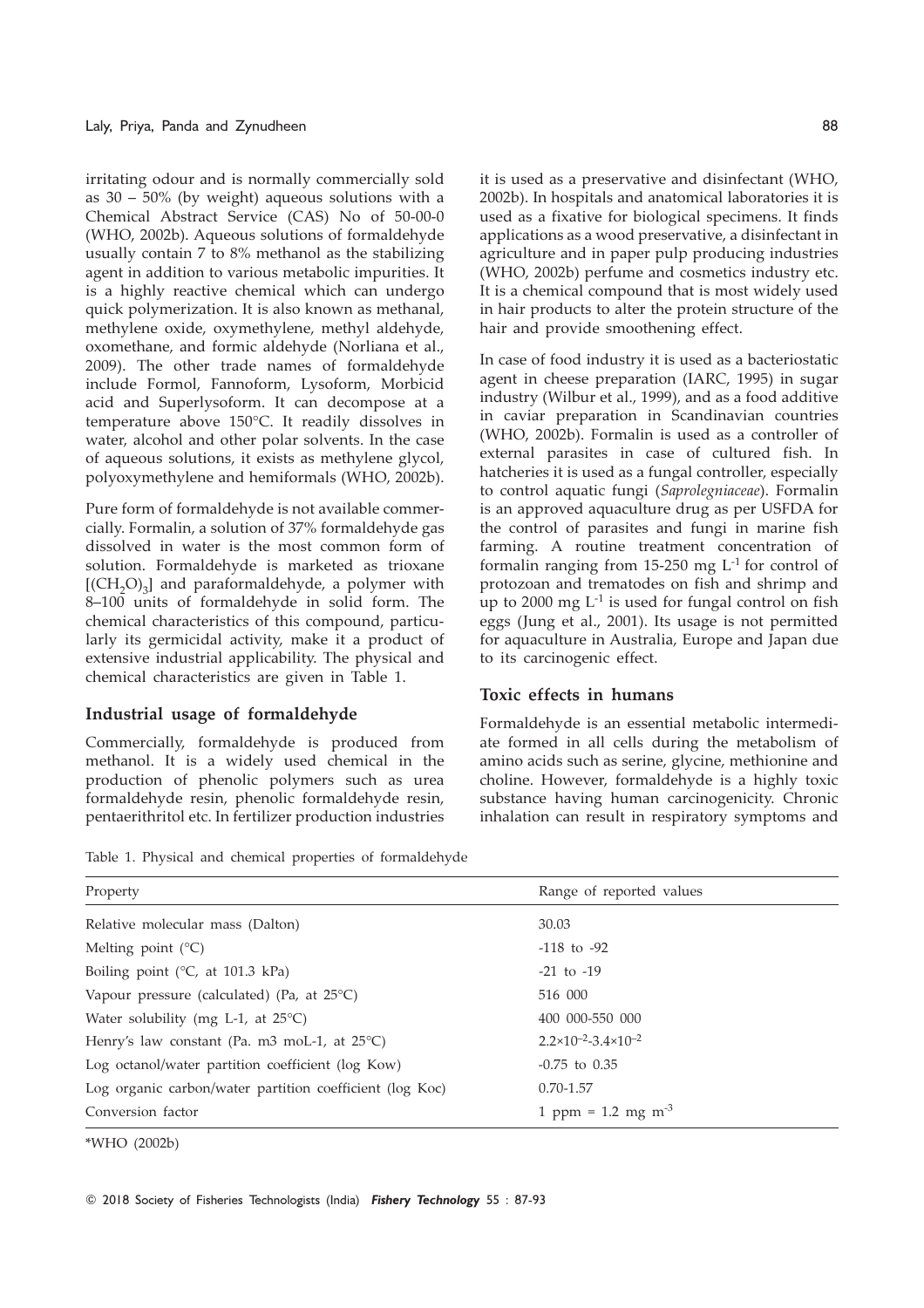irritating odour and is normally commercially sold as 30 – 50% (by weight) aqueous solutions with a Chemical Abstract Service (CAS) No of 50-00-0 (WHO, 2002b). Aqueous solutions of formaldehyde usually contain 7 to 8% methanol as the stabilizing agent in addition to various metabolic impurities. It is a highly reactive chemical which can undergo quick polymerization. It is also known as methanal, methylene oxide, oxymethylene, methyl aldehyde, oxomethane, and formic aldehyde (Norliana et al., 2009). The other trade names of formaldehyde include Formol, Fannoform, Lysoform, Morbicid acid and Superlysoform. It can decompose at a temperature above 150°C. It readily dissolves in water, alcohol and other polar solvents. In the case of aqueous solutions, it exists as methylene glycol, polyoxymethylene and hemiformals (WHO, 2002b).

Pure form of formaldehyde is not available commercially. Formalin, a solution of 37% formaldehyde gas dissolved in water is the most common form of solution. Formaldehyde is marketed as trioxane $[(CH_2O)_3]$ and paraformaldehyde, a polymer with 8–100 units of formaldehyde in solid form. The chemical characteristics of this compound, particularly its germicidal activity, make it a product of extensive industrial applicability. The physical and chemical characteristics are given in Table 1.

### Industrial usage of formaldehyde

Commercially, formaldehyde is produced from methanol. It is a widely used chemical in the production of phenolic polymers such as urea formaldehyde resin, phenolic formaldehyde resin, pentaerithritol etc. In fertilizer production industries it is used as a preservative and disinfectant (WHO, 2002b). In hospitals and anatomical laboratories it is used as a fixative for biological specimens. It finds applications as a wood preservative, a disinfectant in agriculture and in paper pulp producing industries (WHO, 2002b) perfume and cosmetics industry etc. It is a chemical compound that is most widely used in hair products to alter the protein structure of the hair and provide smoothening effect.

In case of food industry it is used as a bacteriostatic agent in cheese preparation (IARC, 1995) in sugar industry (Wilbur et al., 1999), and as a food additive in caviar preparation in Scandinavian countries (WHO, 2002b). Formalin is used as a controller of external parasites in case of cultured fish. In hatcheries it is used as a fungal controller, especially to control aquatic fungi (*Saprolegniaceae*). Formalin is an approved aquaculture drug as per USFDA for the control of parasites and fungi in marine fish farming. A routine treatment concentration of formalin ranging from 15-250 mg $L^{-1}$ for control of protozoan and trematodes on fish and shrimp and up to 2000 mg $L^{-1}$ is used for fungal control on fish eggs (Jung et al., 2001). Its usage is not permitted for aquaculture in Australia, Europe and Japan due to its carcinogenic effect.

### Toxic effects in humans

Formaldehyde is an essential metabolic intermediate formed in all cells during the metabolism of amino acids such as serine, glycine, methionine and choline. However, formaldehyde is a highly toxic substance having human carcinogenicity. Chronic inhalation can result in respiratory symptoms and

Table 1. Physical and chemical properties of formaldehyde

| Property | Range of reported values |
|---|---|
| Relative molecular mass (Dalton) | 30.03 |
| Melting point (°C) | -118 to -92 |
| Boiling point (°C, at 101.3 kPa) | -21 to -19 |
| Vapour pressure (calculated) (Pa, at 25°C) | 516 000 |
| Water solubility (mg L-1, at 25°C) | 400 000-550 000 |
| Henry's law constant (Pa. m3 moL-1, at 25°C) | $2.2\times10^{-2}$-$3.4\times10^{-2}$ |
| Log octanol/water partition coefficient (log Kow) | -0.75 to 0.35 |
| Log organic carbon/water partition coefficient (log Koc) | 0.70-1.57 |
| Conversion factor | 1 ppm = 1.2 mg $m^{-3}$ |

*WHO (2002b)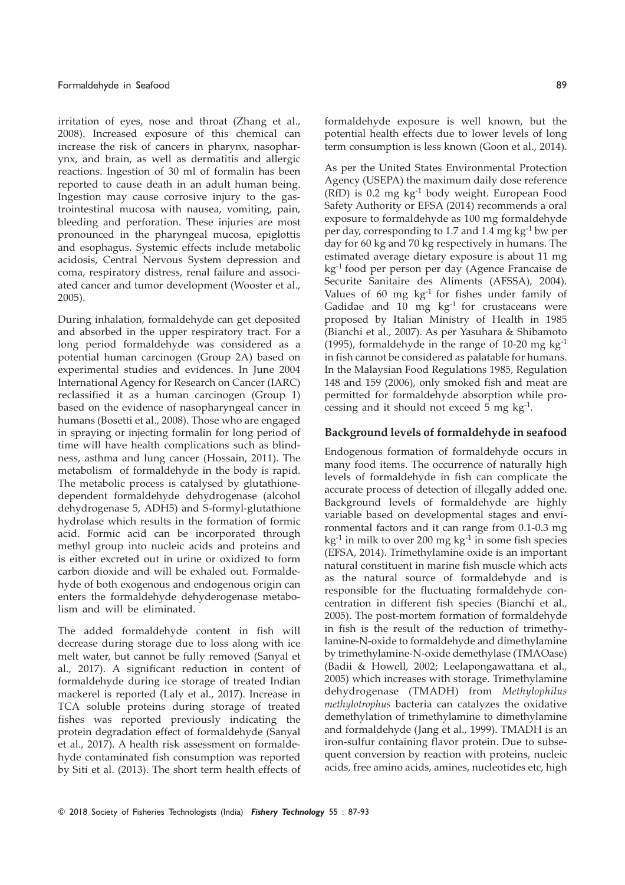irritation of eyes, nose and throat (Zhang et al., 2008). Increased exposure of this chemical can increase the risk of cancers in pharynx, nasopharynx, and brain, as well as dermatitis and allergic reactions. Ingestion of 30 ml of formalin has been reported to cause death in an adult human being. Ingestion may cause corrosive injury to the gastrointestinal mucosa with nausea, vomiting, pain, bleeding and perforation. These injuries are most pronounced in the pharyngeal mucosa, epiglottis and esophagus. Systemic effects include metabolic acidosis, Central Nervous System depression and coma, respiratory distress, renal failure and associated cancer and tumor development (Wooster et al., 2005).

During inhalation, formaldehyde can get deposited and absorbed in the upper respiratory tract. For a long period formaldehyde was considered as a potential human carcinogen (Group 2A) based on experimental studies and evidences. In June 2004 International Agency for Research on Cancer (IARC) reclassified it as a human carcinogen (Group 1) based on the evidence of nasopharyngeal cancer in humans (Bosetti et al., 2008). Those who are engaged in spraying or injecting formalin for long period of time will have health complications such as blindness, asthma and lung cancer (Hossain, 2011). The metabolism of formaldehyde in the body is rapid. The metabolic process is catalysed by glutathione-dependent formaldehyde dehydrogenase (alcohol dehydrogenase 5, ADH5) and S-formyl-glutathione hydrolase which results in the formation of formic acid. Formic acid can be incorporated through methyl group into nucleic acids and proteins and is either excreted out in urine or oxidized to form carbon dioxide and will be exhaled out. Formaldehyde of both exogenous and endogenous origin can enters the formaldehyde dehyderogenase metabolism and will be eliminated.

The added formaldehyde content in fish will decrease during storage due to loss along with ice melt water, but cannot be fully removed (Sanyal et al., 2017). A significant reduction in content of formaldehyde during ice storage of treated Indian mackerel is reported (Laly et al., 2017). Increase in TCA soluble proteins during storage of treated fishes was reported previously indicating the protein degradation effect of formaldehyde (Sanyal et al., 2017). A health risk assessment on formaldehyde contaminated fish consumption was reported by Siti et al. (2013). The short term health effects of formaldehyde exposure is well known, but the potential health effects due to lower levels of long term consumption is less known (Goon et al., 2014).

As per the United States Environmental Protection Agency (USEPA) the maximum daily dose reference (RfD) is 0.2 mg $kg^{-1}$ body weight. European Food Safety Authority or EFSA (2014) recommends a oral exposure to formaldehyde as 100 mg formaldehyde per day, corresponding to 1.7 and 1.4 mg $kg^{-1}$ bw per day for 60 kg and 70 kg respectively in humans. The estimated average dietary exposure is about 11 mg $kg^{-1}$ food per person per day (Agence Francaise de Securite Sanitaire des Aliments (AFSSA), 2004). Values of 60 mg $kg^{-1}$ for fishes under family of Gadidae and 10 mg $kg^{-1}$ for crustaceans were proposed by Italian Ministry of Health in 1985 (Bianchi et al., 2007). As per Yasuhara & Shibamoto (1995), formaldehyde in the range of 10-20 mg $kg^{-1}$ in fish cannot be considered as palatable for humans. In the Malaysian Food Regulations 1985, Regulation 148 and 159 (2006), only smoked fish and meat are permitted for formaldehyde absorption while processing and it should not exceed 5 mg $kg^{-1}$.

## Background levels of formaldehyde in seafood

Endogenous formation of formaldehyde occurs in many food items. The occurrence of naturally high levels of formaldehyde in fish can complicate the accurate process of detection of illegally added one. Background levels of formaldehyde are highly variable based on developmental stages and environmental factors and it can range from 0.1-0.3 mg $kg^{-1}$ in milk to over 200 mg $kg^{-1}$ in some fish species (EFSA, 2014). Trimethylamine oxide is an important natural constituent in marine fish muscle which acts as the natural source of formaldehyde and is responsible for the fluctuating formaldehyde concentration in different fish species (Bianchi et al., 2005). The post-mortem formation of formaldehyde in fish is the result of the reduction of trimethylamine-N-oxide to formaldehyde and dimethylamine by trimethylamine-N-oxide demethylase (TMAOase) (Badii & Howell, 2002; Leelapongawattana et al., 2005) which increases with storage. Trimethylamine dehydrogenase (TMADH) from *Methylophilus methylotrophus* bacteria can catalyzes the oxidative demethylation of trimethylamine to dimethylamine and formaldehyde (Jang et al., 1999). TMADH is an iron-sulfur containing flavor protein. Due to subsequent conversion by reaction with proteins, nucleic acids, free amino acids, amines, nucleotides etc, high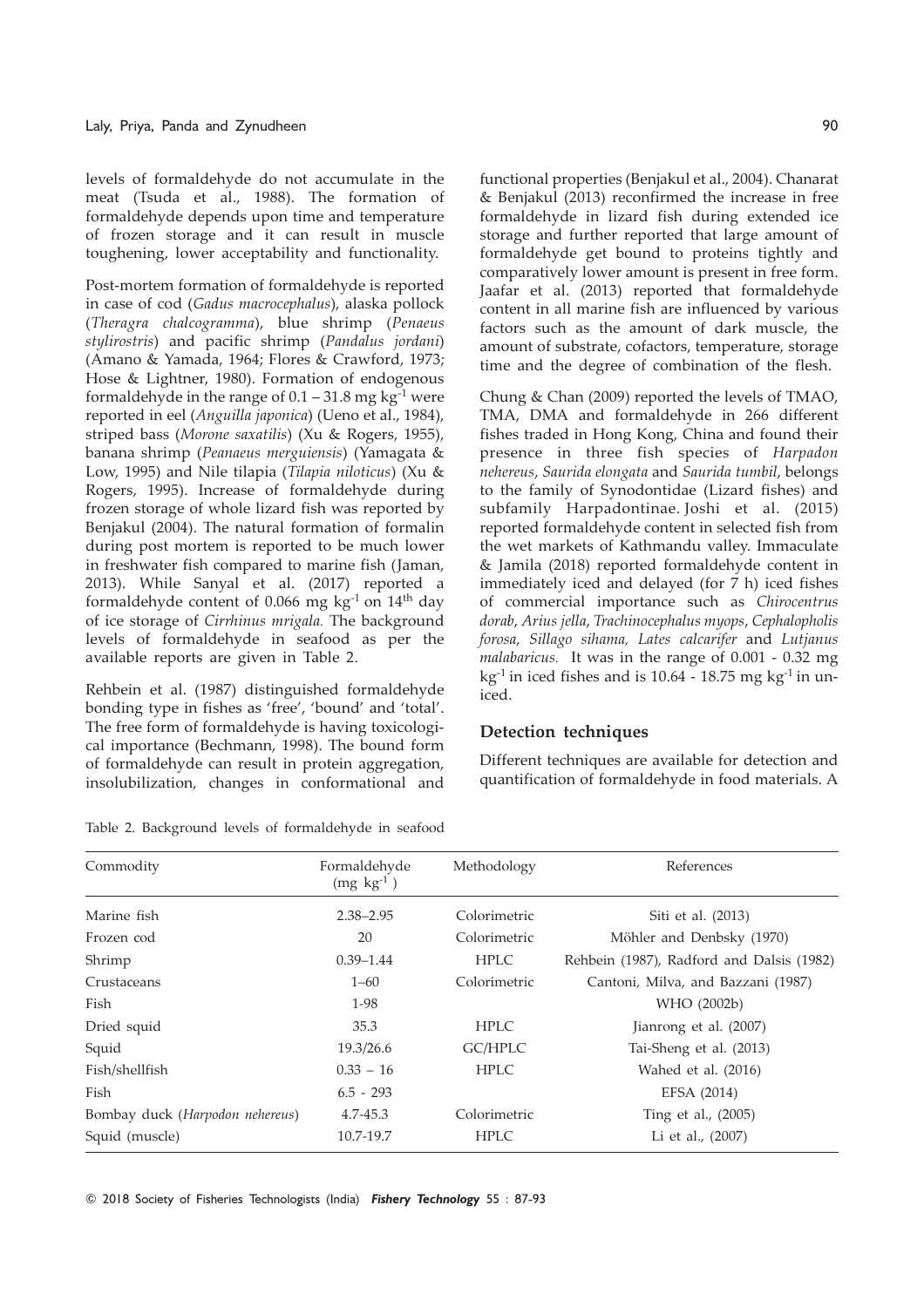levels of formaldehyde do not accumulate in the meat (Tsuda et al., 1988). The formation of formaldehyde depends upon time and temperature of frozen storage and it can result in muscle toughening, lower acceptability and functionality.

Post-mortem formation of formaldehyde is reported in case of cod (*Gadus macrocephalus*), alaska pollock (*Theragra chalcogramma*), blue shrimp (*Penaeus stylirostris*) and pacific shrimp (*Pandalus jordani*) (Amano & Yamada, 1964; Flores & Crawford, 1973; Hose & Lightner, 1980). Formation of endogenous formaldehyde in the range of 0.1 – 31.8 mg $kg^{-1}$ were reported in eel (*Anguilla japonica*) (Ueno et al., 1984), striped bass (*Morone saxatilis*) (Xu & Rogers, 1955), banana shrimp (*Peanaeus merguiensis*) (Yamagata & Low, 1995) and Nile tilapia (*Tilapia niloticus*) (Xu & Rogers, 1995). Increase of formaldehyde during frozen storage of whole lizard fish was reported by Benjakul (2004). The natural formation of formalin during post mortem is reported to be much lower in freshwater fish compared to marine fish (Jaman, 2013). While Sanyal et al. (2017) reported a formaldehyde content of 0.066 mg $kg^{-1}$ on $14^{th}$ day of ice storage of *Cirrhinus mrigala.* The background levels of formaldehyde in seafood as per the available reports are given in Table 2.

Rehbein et al. (1987) distinguished formaldehyde bonding type in fishes as 'free', 'bound' and 'total'. The free form of formaldehyde is having toxicological importance (Bechmann, 1998). The bound form of formaldehyde can result in protein aggregation, insolubilization, changes in conformational and functional properties (Benjakul et al., 2004). Chanarat & Benjakul (2013) reconfirmed the increase in free formaldehyde in lizard fish during extended ice storage and further reported that large amount of formaldehyde get bound to proteins tightly and comparatively lower amount is present in free form. Jaafar et al. (2013) reported that formaldehyde content in all marine fish are influenced by various factors such as the amount of dark muscle, the amount of substrate, cofactors, temperature, storage time and the degree of combination of the flesh.

Chung & Chan (2009) reported the levels of TMAO, TMA, DMA and formaldehyde in 266 different fishes traded in Hong Kong, China and found their presence in three fish species of *Harpadon nehereus*, *Saurida elongata* and *Saurida tumbil*, belongs to the family of Synodontidae (Lizard fishes) and subfamily Harpadontinae. Joshi et al. (2015) reported formaldehyde content in selected fish from the wet markets of Kathmandu valley. Immaculate & Jamila (2018) reported formaldehyde content in immediately iced and delayed (for 7 h) iced fishes of commercial importance such as *Chirocentrus dorab*, *Arius jella*, *Trachinocephalus myops*, *Cephalopholis forosa*, *Sillago sihama, Lates calcarifer* and *Lutjanus malabaricus.* It was in the range of 0.001 - 0.32 mg $kg^{-1}$ in iced fishes and is 10.64 - 18.75 mg $kg^{-1}$ in un-iced.

## Detection techniques

Different techniques are available for detection and quantification of formaldehyde in food materials. A

Table 2. Background levels of formaldehyde in seafood

| Commodity | Formaldehyde (mg $kg^{-1}$) | Methodology | References |
|---|---|---|---|
| Marine fish | 2.38–2.95 | Colorimetric | Siti et al. (2013) |
| Frozen cod | 20 | Colorimetric | Möhler and Denbsky (1970) |
| Shrimp | 0.39–1.44 | HPLC | Rehbein (1987), Radford and Dalsis (1982) |
| Crustaceans | 1–60 | Colorimetric | Cantoni, Milva, and Bazzani (1987) |
| Fish | 1-98 | | WHO (2002b) |
| Dried squid | 35.3 | HPLC | Jianrong et al. (2007) |
| Squid | 19.3/26.6 | GC/HPLC | Tai-Sheng et al. (2013) |
| Fish/shellfish | 0.33 – 16 | HPLC | Wahed et al. (2016) |
| Fish | 6.5 - 293 | | EFSA (2014) |
| Bombay duck (*Harpodon nehereus*) | 4.7-45.3 | Colorimetric | Ting et al., (2005) |
| Squid (muscle) | 10.7-19.7 | HPLC | Li et al., (2007) |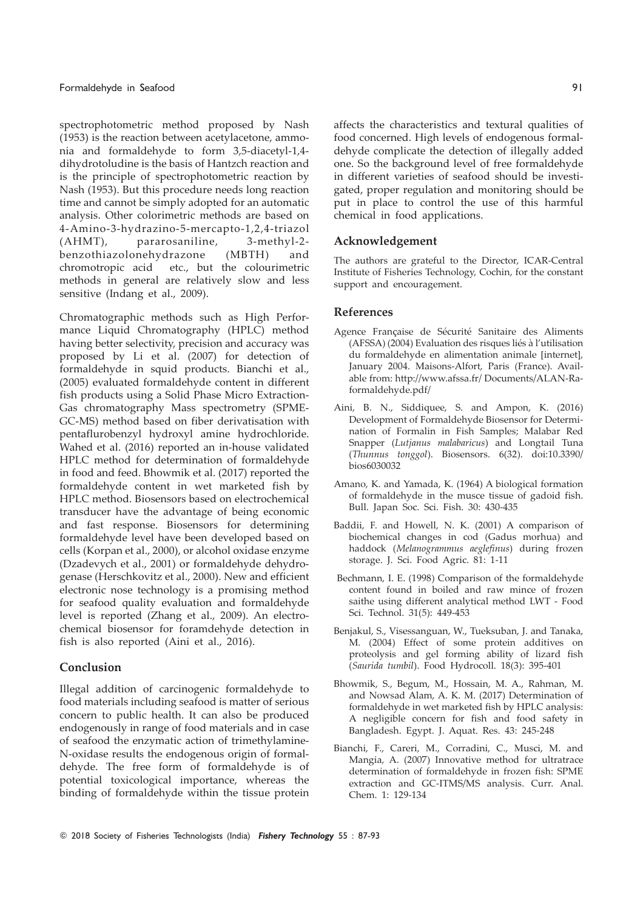spectrophotometric method proposed by Nash (1953) is the reaction between acetylacetone, ammonia and formaldehyde to form 3,5-diacetyl-1,4-dihydrotoludine is the basis of Hantzch reaction and is the principle of spectrophotometric reaction by Nash (1953). But this procedure needs long reaction time and cannot be simply adopted for an automatic analysis. Other colorimetric methods are based on 4-Amino-3-hydrazino-5-mercapto-1,2,4-triazol (AHMT), pararosaniline, 3-methyl-2-benzothiazolonehydrazone (MBTH) and chromotropic acid etc., but the colourimetric methods in general are relatively slow and less sensitive (Indang et al., 2009).

Chromatographic methods such as High Performance Liquid Chromatography (HPLC) method having better selectivity, precision and accuracy was proposed by Li et al. (2007) for detection of formaldehyde in squid products. Bianchi et al., (2005) evaluated formaldehyde content in different fish products using a Solid Phase Micro Extraction-Gas chromatography Mass spectrometry (SPME-GC-MS) method based on fiber derivatisation with pentaflurobenzyl hydroxyl amine hydrochloride. Wahed et al. (2016) reported an in-house validated HPLC method for determination of formaldehyde in food and feed. Bhowmik et al. (2017) reported the formaldehyde content in wet marketed fish by HPLC method. Biosensors based on electrochemical transducer have the advantage of being economic and fast response. Biosensors for determining formaldehyde level have been developed based on cells (Korpan et al., 2000), or alcohol oxidase enzyme (Dzadevych et al., 2001) or formaldehyde dehydrogenase (Herschkovitz et al., 2000). New and efficient electronic nose technology is a promising method for seafood quality evaluation and formaldehyde level is reported (Zhang et al., 2009). An electrochemical biosensor for foramdehyde detection in fish is also reported (Aini et al., 2016).

## Conclusion

Illegal addition of carcinogenic formaldehyde to food materials including seafood is matter of serious concern to public health. It can also be produced endogenously in range of food materials and in case of seafood the enzymatic action of trimethylamine-N-oxidase results the endogenous origin of formaldehyde. The free form of formaldehyde is of potential toxicological importance, whereas the binding of formaldehyde within the tissue protein affects the characteristics and textural qualities of food concerned. High levels of endogenous formaldehyde complicate the detection of illegally added one. So the background level of free formaldehyde in different varieties of seafood should be investigated, proper regulation and monitoring should be put in place to control the use of this harmful chemical in food applications.

## Acknowledgement

The authors are grateful to the Director, ICAR-Central Institute of Fisheries Technology, Cochin, for the constant support and encouragement.

## References

Agence Française de Sécurité Sanitaire des Aliments (AFSSA) (2004) Evaluation des risques liés à l'utilisation du formaldehyde en alimentation animale [internet], January 2004. Maisons-Alfort, Paris (France). Available from: http://www.afssa.fr/ Documents/ALAN-Ra-formaldehyde.pdf/

Aini, B. N., Siddiquee, S. and Ampon, K. (2016) Development of Formaldehyde Biosensor for Determination of Formalin in Fish Samples; Malabar Red Snapper (*Lutjanus malabaricus*) and Longtail Tuna (*Thunnus tonggol*). Biosensors. 6(32). doi:10.3390/bios6030032

Amano, K. and Yamada, K. (1964) A biological formation of formaldehyde in the musce tissue of gadoid fish. Bull. Japan Soc. Sci. Fish. 30: 430-435

Baddii, F. and Howell, N. K. (2001) A comparison of biochemical changes in cod (Gadus morhua) and haddock (*Melanogrammus aeglefinus*) during frozen storage. J. Sci. Food Agric. 81: 1-11

Bechmann, I. E. (1998) Comparison of the formaldehyde content found in boiled and raw mince of frozen saithe using different analytical method LWT - Food Sci. Technol. 31(5): 449-453

Benjakul, S., Visessanguan, W., Tueksuban, J. and Tanaka, M. (2004) Effect of some protein additives on proteolysis and gel forming ability of lizard fish (*Saurida tumbil*). Food Hydrocoll. 18(3): 395-401

Bhowmik, S., Begum, M., Hossain, M. A., Rahman, M. and Nowsad Alam, A. K. M. (2017) Determination of formaldehyde in wet marketed fish by HPLC analysis: A negligible concern for fish and food safety in Bangladesh. Egypt. J. Aquat. Res. 43: 245-248

Bianchi, F., Careri, M., Corradini, C., Musci, M. and Mangia, A. (2007) Innovative method for ultratrace determination of formaldehyde in frozen fish: SPME extraction and GC-ITMS/MS analysis. Curr. Anal. Chem. 1: 129-134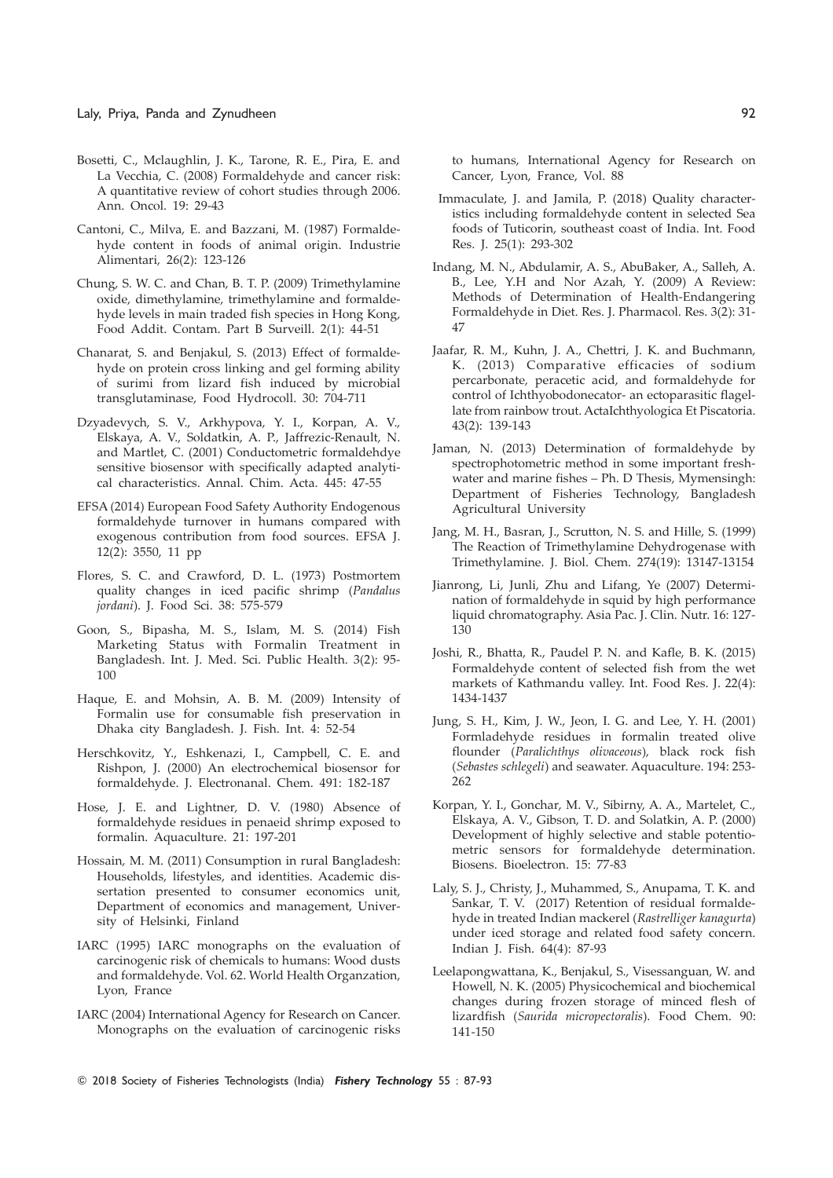Bosetti, C., Mclaughlin, J. K., Tarone, R. E., Pira, E. and La Vecchia, C. (2008) Formaldehyde and cancer risk: A quantitative review of cohort studies through 2006. Ann. Oncol. 19: 29-43

Cantoni, C., Milva, E. and Bazzani, M. (1987) Formaldehyde content in foods of animal origin. Industrie Alimentari, 26(2): 123-126

Chung, S. W. C. and Chan, B. T. P. (2009) Trimethylamine oxide, dimethylamine, trimethylamine and formaldehyde levels in main traded fish species in Hong Kong, Food Addit. Contam. Part B Surveill. 2(1): 44-51

Chanarat, S. and Benjakul, S. (2013) Effect of formaldehyde on protein cross linking and gel forming ability of surimi from lizard fish induced by microbial transglutaminase, Food Hydrocoll. 30: 704-711

Dzyadevych, S. V., Arkhypova, Y. I., Korpan, A. V., Elskaya, A. V., Soldatkin, A. P., Jaffrezic-Renault, N. and Martlet, C. (2001) Conductometric formaldehdye sensitive biosensor with specifically adapted analytical characteristics. Annal. Chim. Acta. 445: 47-55

EFSA (2014) European Food Safety Authority Endogenous formaldehyde turnover in humans compared with exogenous contribution from food sources. EFSA J. 12(2): 3550, 11 pp

Flores, S. C. and Crawford, D. L. (1973) Postmortem quality changes in iced pacific shrimp (*Pandalus jordani*). J. Food Sci. 38: 575-579

Goon, S., Bipasha, M. S., Islam, M. S. (2014) Fish Marketing Status with Formalin Treatment in Bangladesh. Int. J. Med. Sci. Public Health. 3(2): 95-100

Haque, E. and Mohsin, A. B. M. (2009) Intensity of Formalin use for consumable fish preservation in Dhaka city Bangladesh. J. Fish. Int. 4: 52-54

Herschkovitz, Y., Eshkenazi, I., Campbell, C. E. and Rishpon, J. (2000) An electrochemical biosensor for formaldehyde. J. Electronanal. Chem. 491: 182-187

Hose, J. E. and Lightner, D. V. (1980) Absence of formaldehyde residues in penaeid shrimp exposed to formalin. Aquaculture. 21: 197-201

Hossain, M. M. (2011) Consumption in rural Bangladesh: Households, lifestyles, and identities. Academic dissertation presented to consumer economics unit, Department of economics and management, University of Helsinki, Finland

IARC (1995) IARC monographs on the evaluation of carcinogenic risk of chemicals to humans: Wood dusts and formaldehyde. Vol. 62. World Health Organzation, Lyon, France

IARC (2004) International Agency for Research on Cancer. Monographs on the evaluation of carcinogenic risks to humans, International Agency for Research on Cancer, Lyon, France, Vol. 88

Immaculate, J. and Jamila, P. (2018) Quality characteristics including formaldehyde content in selected Sea foods of Tuticorin, southeast coast of India. Int. Food Res. J. 25(1): 293-302

Indang, M. N., Abdulamir, A. S., AbuBaker, A., Salleh, A. B., Lee, Y.H and Nor Azah, Y. (2009) A Review: Methods of Determination of Health-Endangering Formaldehyde in Diet. Res. J. Pharmacol. Res. 3(2): 31-47

Jaafar, R. M., Kuhn, J. A., Chettri, J. K. and Buchmann, K. (2013) Comparative efficacies of sodium percarbonate, peracetic acid, and formaldehyde for control of Ichthyobodonecator- an ectoparasitic flagellate from rainbow trout. ActaIchthyologica Et Piscatoria. 43(2): 139-143

Jaman, N. (2013) Determination of formaldehyde by spectrophotometric method in some important freshwater and marine fishes – Ph. D Thesis, Mymensingh: Department of Fisheries Technology, Bangladesh Agricultural University

Jang, M. H., Basran, J., Scrutton, N. S. and Hille, S. (1999) The Reaction of Trimethylamine Dehydrogenase with Trimethylamine. J. Biol. Chem. 274(19): 13147-13154

Jianrong, Li, Junli, Zhu and Lifang, Ye (2007) Determination of formaldehyde in squid by high performance liquid chromatography. Asia Pac. J. Clin. Nutr. 16: 127-130

Joshi, R., Bhatta, R., Paudel P. N. and Kafle, B. K. (2015) Formaldehyde content of selected fish from the wet markets of Kathmandu valley. Int. Food Res. J. 22(4): 1434-1437

Jung, S. H., Kim, J. W., Jeon, I. G. and Lee, Y. H. (2001) Formladehyde residues in formalin treated olive flounder (*Paralichthys olivaceous*), black rock fish (*Sebastes schlegeli*) and seawater. Aquaculture. 194: 253-262

Korpan, Y. I., Gonchar, M. V., Sibirny, A. A., Martelet, C., Elskaya, A. V., Gibson, T. D. and Solatkin, A. P. (2000) Development of highly selective and stable potentiometric sensors for formaldehyde determination. Biosens. Bioelectron. 15: 77-83

Laly, S. J., Christy, J., Muhammed, S., Anupama, T. K. and Sankar, T. V. (2017) Retention of residual formaldehyde in treated Indian mackerel (*Rastrelliger kanagurta*) under iced storage and related food safety concern. Indian J. Fish. 64(4): 87-93

Leelapongwattana, K., Benjakul, S., Visessanguan, W. and Howell, N. K. (2005) Physicochemical and biochemical changes during frozen storage of minced flesh of lizardfish (*Saurida micropectoralis*). Food Chem. 90: 141-150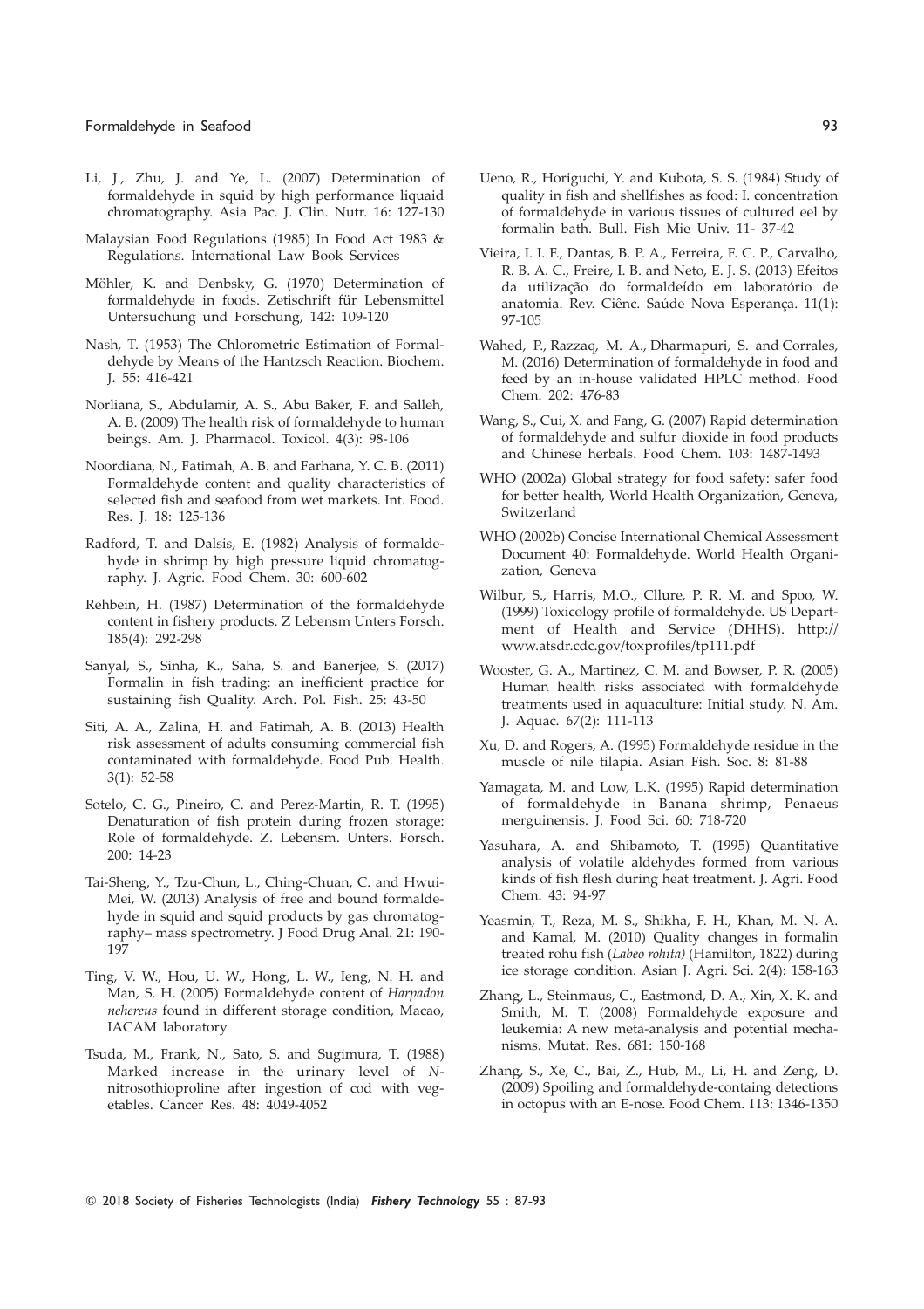Li, J., Zhu, J. and Ye, L. (2007) Determination of formaldehyde in squid by high performance liquaid chromatography. Asia Pac. J. Clin. Nutr. 16: 127-130

Malaysian Food Regulations (1985) In Food Act 1983 & Regulations. International Law Book Services

Möhler, K. and Denbsky, G. (1970) Determination of formaldehyde in foods. Zetischrift für Lebensmittel Untersuchung und Forschung, 142: 109-120

Nash, T. (1953) The Chlorometric Estimation of Formaldehyde by Means of the Hantzsch Reaction. Biochem. J. 55: 416-421

Norliana, S., Abdulamir, A. S., Abu Baker, F. and Salleh, A. B. (2009) The health risk of formaldehyde to human beings. Am. J. Pharmacol. Toxicol. 4(3): 98-106

Noordiana, N., Fatimah, A. B. and Farhana, Y. C. B. (2011) Formaldehyde content and quality characteristics of selected fish and seafood from wet markets. Int. Food. Res. J. 18: 125-136

Radford, T. and Dalsis, E. (1982) Analysis of formaldehyde in shrimp by high pressure liquid chromatography. J. Agric. Food Chem. 30: 600-602

Rehbein, H. (1987) Determination of the formaldehyde content in fishery products. Z Lebensm Unters Forsch. 185(4): 292-298

Sanyal, S., Sinha, K., Saha, S. and Banerjee, S. (2017) Formalin in fish trading: an inefficient practice for sustaining fish Quality. Arch. Pol. Fish. 25: 43-50

Siti, A. A., Zalina, H. and Fatimah, A. B. (2013) Health risk assessment of adults consuming commercial fish contaminated with formaldehyde. Food Pub. Health. 3(1): 52-58

Sotelo, C. G., Pineiro, C. and Perez-Martin, R. T. (1995) Denaturation of fish protein during frozen storage: Role of formaldehyde. Z. Lebensm. Unters. Forsch. 200: 14-23

Tai-Sheng, Y., Tzu-Chun, L., Ching-Chuan, C. and Hwui-Mei, W. (2013) Analysis of free and bound formaldehyde in squid and squid products by gas chromatography– mass spectrometry. J Food Drug Anal. 21: 190-197

Ting, V. W., Hou, U. W., Hong, L. W., Ieng, N. H. and Man, S. H. (2005) Formaldehyde content of *Harpadon nehereus* found in different storage condition, Macao, IACAM laboratory

Tsuda, M., Frank, N., Sato, S. and Sugimura, T. (1988) Marked increase in the urinary level of *N*-nitrosothioproline after ingestion of cod with vegetables. Cancer Res. 48: 4049-4052

Ueno, R., Horiguchi, Y. and Kubota, S. S. (1984) Study of quality in fish and shellfishes as food: I. concentration of formaldehyde in various tissues of cultured eel by formalin bath. Bull. Fish Mie Univ. 11- 37-42

Vieira, I. I. F., Dantas, B. P. A., Ferreira, F. C. P., Carvalho, R. B. A. C., Freire, I. B. and Neto, E. J. S. (2013) Efeitos da utilização do formaldeído em laboratório de anatomia. Rev. Ciênc. Saúde Nova Esperança. 11(1): 97-105

Wahed, P., Razzaq, M. A., Dharmapuri, S. and Corrales, M. (2016) Determination of formaldehyde in food and feed by an in-house validated HPLC method. Food Chem. 202: 476-83

Wang, S., Cui, X. and Fang, G. (2007) Rapid determination of formaldehyde and sulfur dioxide in food products and Chinese herbals. Food Chem. 103: 1487-1493

WHO (2002a) Global strategy for food safety: safer food for better health, World Health Organization, Geneva, Switzerland

WHO (2002b) Concise International Chemical Assessment Document 40: Formaldehyde. World Health Organization, Geneva

Wilbur, S., Harris, M.O., Cllure, P. R. M. and Spoo, W. (1999) Toxicology profile of formaldehyde. US Department of Health and Service (DHHS). http://www.atsdr.cdc.gov/toxprofiles/tp111.pdf

Wooster, G. A., Martinez, C. M. and Bowser, P. R. (2005) Human health risks associated with formaldehyde treatments used in aquaculture: Initial study. N. Am. J. Aquac. 67(2): 111-113

Xu, D. and Rogers, A. (1995) Formaldehyde residue in the muscle of nile tilapia. Asian Fish. Soc. 8: 81-88

Yamagata, M. and Low, L.K. (1995) Rapid determination of formaldehyde in Banana shrimp, Penaeus merguinensis. J. Food Sci. 60: 718-720

Yasuhara, A. and Shibamoto, T. (1995) Quantitative analysis of volatile aldehydes formed from various kinds of fish flesh during heat treatment. J. Agri. Food Chem. 43: 94-97

Yeasmin, T., Reza, M. S., Shikha, F. H., Khan, M. N. A. and Kamal, M. (2010) Quality changes in formalin treated rohu fish (*Labeo rohita)* (Hamilton, 1822) during ice storage condition. Asian J. Agri. Sci. 2(4): 158-163

Zhang, L., Steinmaus, C., Eastmond, D. A., Xin, X. K. and Smith, M. T. (2008) Formaldehyde exposure and leukemia: A new meta-analysis and potential mechanisms. Mutat. Res. 681: 150-168

Zhang, S., Xe, C., Bai, Z., Hub, M., Li, H. and Zeng, D. (2009) Spoiling and formaldehyde-containg detections in octopus with an E-nose. Food Chem. 113: 1346-1350